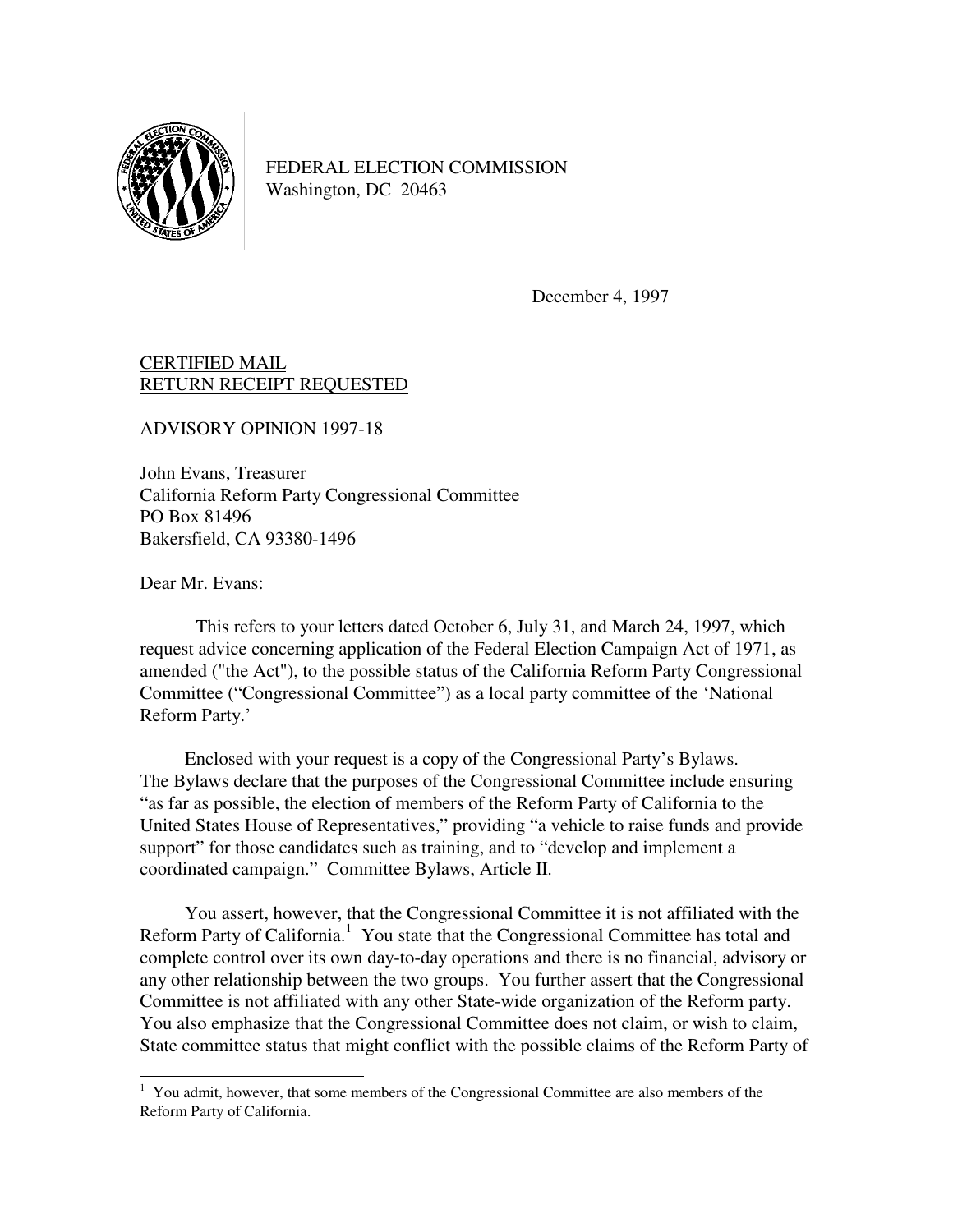FEDERAL ELECTION COMMISSION
Washington, DC 20463

December 4, 1997

<u>CERTIFIED MAIL</u>
<u>RETURN RECEIPT REQUESTED</u>

ADVISORY OPINION 1997-18

John Evans, Treasurer
California Reform Party Congressional Committee
PO Box 81496
Bakersfield, CA 93380-1496

Dear Mr. Evans:

This refers to your letters dated October 6, July 31, and March 24, 1997, which request advice concerning application of the Federal Election Campaign Act of 1971, as amended ("the Act"), to the possible status of the California Reform Party Congressional Committee ("Congressional Committee") as a local party committee of the 'National Reform Party.'

Enclosed with your request is a copy of the Congressional Party's Bylaws. The Bylaws declare that the purposes of the Congressional Committee include ensuring "as far as possible, the election of members of the Reform Party of California to the United States House of Representatives," providing "a vehicle to raise funds and provide support" for those candidates such as training, and to "develop and implement a coordinated campaign." Committee Bylaws, Article II.

You assert, however, that the Congressional Committee it is not affiliated with the Reform Party of California.[1] You state that the Congressional Committee has total and complete control over its own day-to-day operations and there is no financial, advisory or any other relationship between the two groups. You further assert that the Congressional Committee is not affiliated with any other State-wide organization of the Reform party. You also emphasize that the Congressional Committee does not claim, or wish to claim, State committee status that might conflict with the possible claims of the Reform Party of

[1] You admit, however, that some members of the Congressional Committee are also members of the Reform Party of California.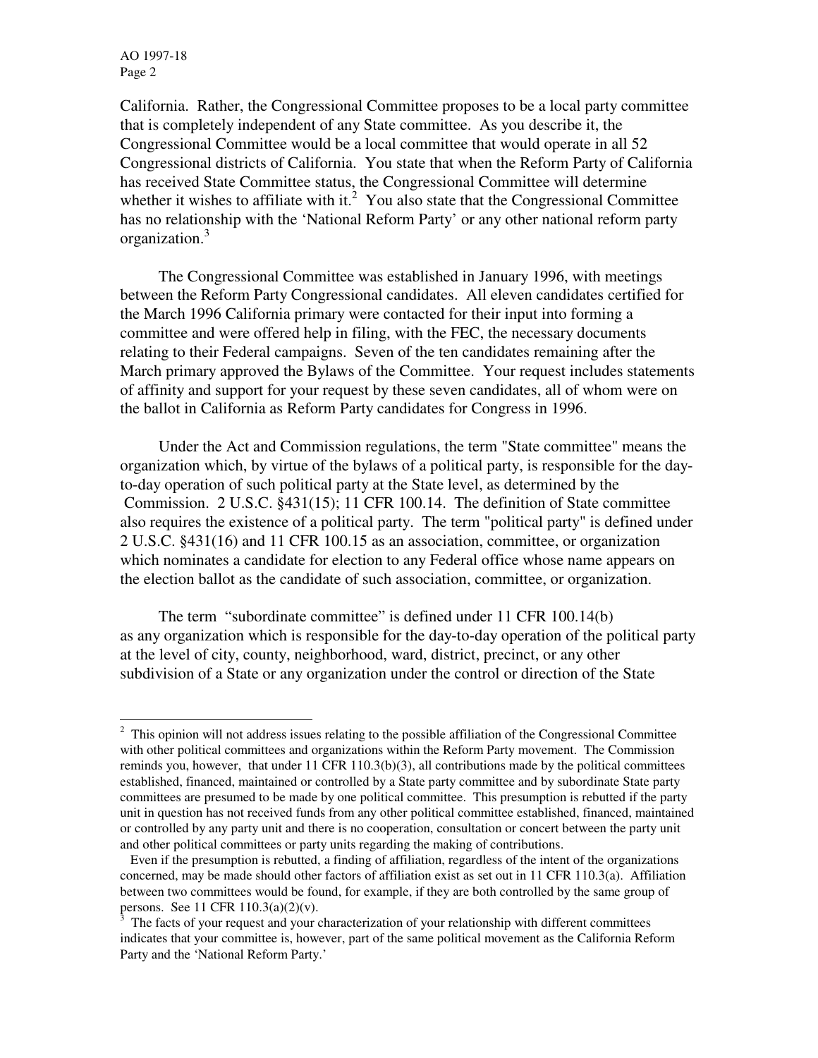California. Rather, the Congressional Committee proposes to be a local party committee that is completely independent of any State committee. As you describe it, the Congressional Committee would be a local committee that would operate in all 52 Congressional districts of California. You state that when the Reform Party of California has received State Committee status, the Congressional Committee will determine whether it wishes to affiliate with it.[2] You also state that the Congressional Committee has no relationship with the 'National Reform Party' or any other national reform party organization.[3]

The Congressional Committee was established in January 1996, with meetings between the Reform Party Congressional candidates. All eleven candidates certified for the March 1996 California primary were contacted for their input into forming a committee and were offered help in filing, with the FEC, the necessary documents relating to their Federal campaigns. Seven of the ten candidates remaining after the March primary approved the Bylaws of the Committee. Your request includes statements of affinity and support for your request by these seven candidates, all of whom were on the ballot in California as Reform Party candidates for Congress in 1996.

Under the Act and Commission regulations, the term "State committee" means the organization which, by virtue of the bylaws of a political party, is responsible for the day-to-day operation of such political party at the State level, as determined by the Commission. 2 U.S.C. §431(15); 11 CFR 100.14. The definition of State committee also requires the existence of a political party. The term "political party" is defined under 2 U.S.C. §431(16) and 11 CFR 100.15 as an association, committee, or organization which nominates a candidate for election to any Federal office whose name appears on the election ballot as the candidate of such association, committee, or organization.

The term "subordinate committee" is defined under 11 CFR 100.14(b) as any organization which is responsible for the day-to-day operation of the political party at the level of city, county, neighborhood, ward, district, precinct, or any other subdivision of a State or any organization under the control or direction of the State

---

[2] This opinion will not address issues relating to the possible affiliation of the Congressional Committee with other political committees and organizations within the Reform Party movement. The Commission reminds you, however, that under 11 CFR 110.3(b)(3), all contributions made by the political committees established, financed, maintained or controlled by a State party committee and by subordinate State party committees are presumed to be made by one political committee. This presumption is rebutted if the party unit in question has not received funds from any other political committee established, financed, maintained or controlled by any party unit and there is no cooperation, consultation or concert between the party unit and other political committees or party units regarding the making of contributions.

Even if the presumption is rebutted, a finding of affiliation, regardless of the intent of the organizations concerned, may be made should other factors of affiliation exist as set out in 11 CFR 110.3(a). Affiliation between two committees would be found, for example, if they are both controlled by the same group of persons. See 11 CFR 110.3(a)(2)(v).

[3] The facts of your request and your characterization of your relationship with different committees indicates that your committee is, however, part of the same political movement as the California Reform Party and the 'National Reform Party.'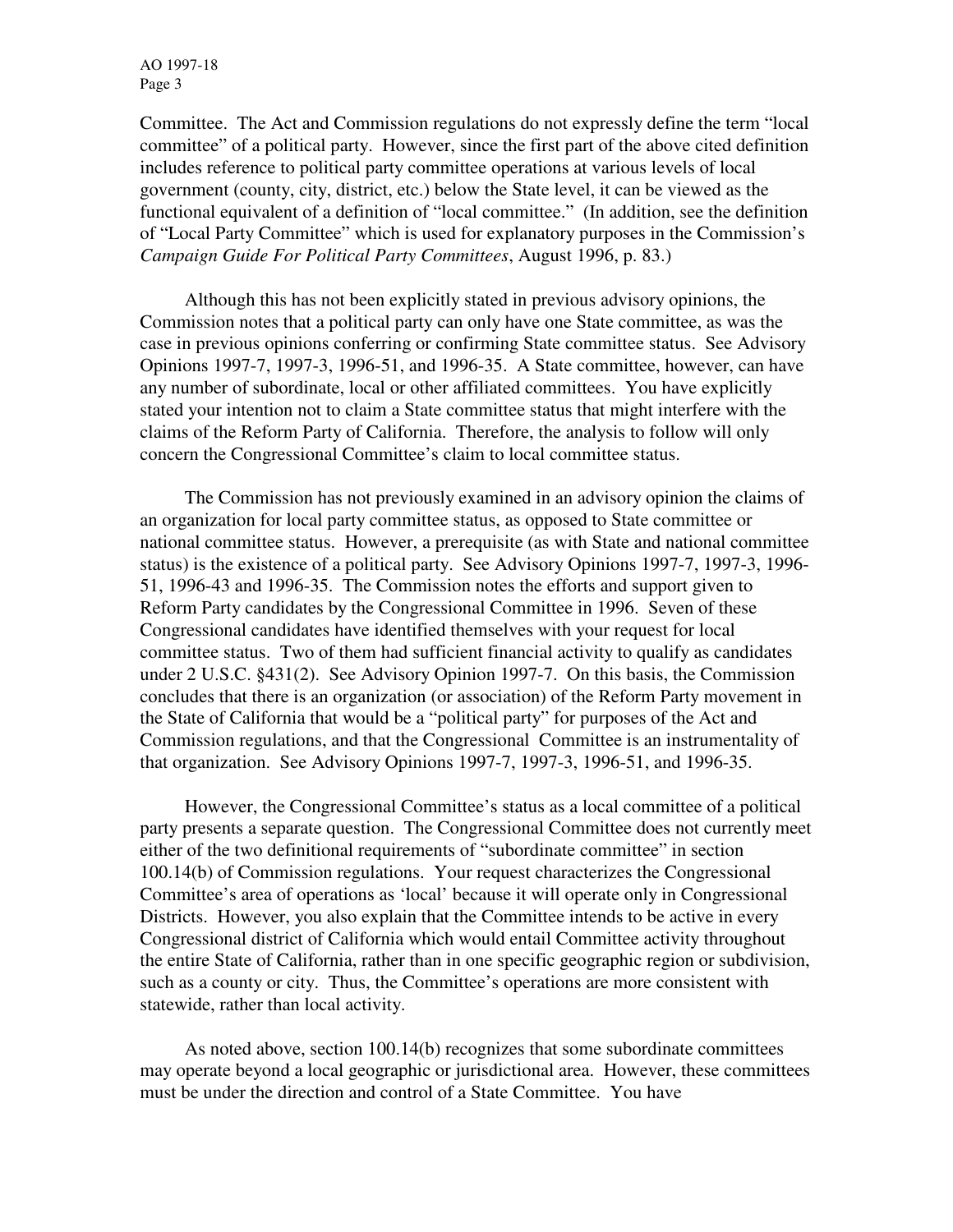Committee. The Act and Commission regulations do not expressly define the term "local committee" of a political party. However, since the first part of the above cited definition includes reference to political party committee operations at various levels of local government (county, city, district, etc.) below the State level, it can be viewed as the functional equivalent of a definition of "local committee." (In addition, see the definition of "Local Party Committee" which is used for explanatory purposes in the Commission's *Campaign Guide For Political Party Committees*, August 1996, p. 83.)

Although this has not been explicitly stated in previous advisory opinions, the Commission notes that a political party can only have one State committee, as was the case in previous opinions conferring or confirming State committee status. See Advisory Opinions 1997-7, 1997-3, 1996-51, and 1996-35. A State committee, however, can have any number of subordinate, local or other affiliated committees. You have explicitly stated your intention not to claim a State committee status that might interfere with the claims of the Reform Party of California. Therefore, the analysis to follow will only concern the Congressional Committee's claim to local committee status.

The Commission has not previously examined in an advisory opinion the claims of an organization for local party committee status, as opposed to State committee or national committee status. However, a prerequisite (as with State and national committee status) is the existence of a political party. See Advisory Opinions 1997-7, 1997-3, 1996-51, 1996-43 and 1996-35. The Commission notes the efforts and support given to Reform Party candidates by the Congressional Committee in 1996. Seven of these Congressional candidates have identified themselves with your request for local committee status. Two of them had sufficient financial activity to qualify as candidates under 2 U.S.C. §431(2). See Advisory Opinion 1997-7. On this basis, the Commission concludes that there is an organization (or association) of the Reform Party movement in the State of California that would be a "political party" for purposes of the Act and Commission regulations, and that the Congressional Committee is an instrumentality of that organization. See Advisory Opinions 1997-7, 1997-3, 1996-51, and 1996-35.

However, the Congressional Committee's status as a local committee of a political party presents a separate question. The Congressional Committee does not currently meet either of the two definitional requirements of "subordinate committee" in section 100.14(b) of Commission regulations. Your request characterizes the Congressional Committee's area of operations as 'local' because it will operate only in Congressional Districts. However, you also explain that the Committee intends to be active in every Congressional district of California which would entail Committee activity throughout the entire State of California, rather than in one specific geographic region or subdivision, such as a county or city. Thus, the Committee's operations are more consistent with statewide, rather than local activity.

As noted above, section 100.14(b) recognizes that some subordinate committees may operate beyond a local geographic or jurisdictional area. However, these committees must be under the direction and control of a State Committee. You have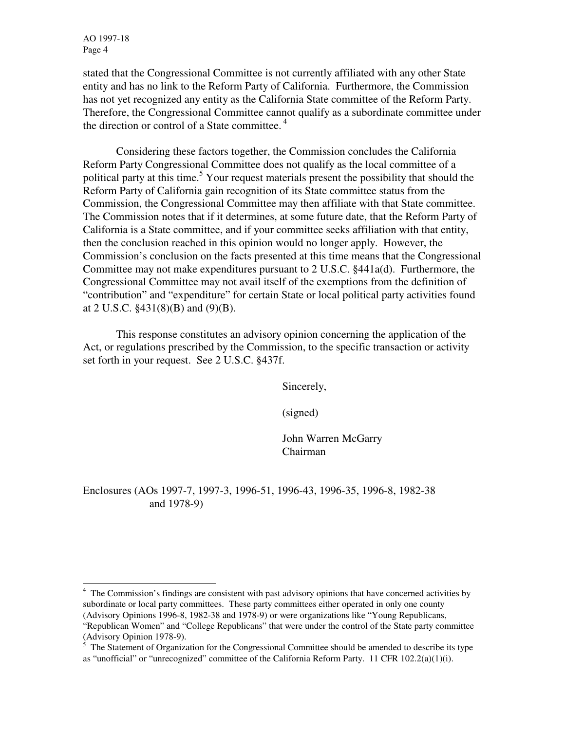stated that the Congressional Committee is not currently affiliated with any other State entity and has no link to the Reform Party of California. Furthermore, the Commission has not yet recognized any entity as the California State committee of the Reform Party. Therefore, the Congressional Committee cannot qualify as a subordinate committee under the direction or control of a State committee.[4]

Considering these factors together, the Commission concludes the California Reform Party Congressional Committee does not qualify as the local committee of a political party at this time.[5] Your request materials present the possibility that should the Reform Party of California gain recognition of its State committee status from the Commission, the Congressional Committee may then affiliate with that State committee. The Commission notes that if it determines, at some future date, that the Reform Party of California is a State committee, and if your committee seeks affiliation with that entity, then the conclusion reached in this opinion would no longer apply. However, the Commission's conclusion on the facts presented at this time means that the Congressional Committee may not make expenditures pursuant to 2 U.S.C. §441a(d). Furthermore, the Congressional Committee may not avail itself of the exemptions from the definition of "contribution" and "expenditure" for certain State or local political party activities found at 2 U.S.C. §431(8)(B) and (9)(B).

This response constitutes an advisory opinion concerning the application of the Act, or regulations prescribed by the Commission, to the specific transaction or activity set forth in your request. See 2 U.S.C. §437f.

Sincerely,

(signed)

John Warren McGarry
Chairman

Enclosures (AOs 1997-7, 1997-3, 1996-51, 1996-43, 1996-35, 1996-8, 1982-38 and 1978-9)

---

[4] The Commission's findings are consistent with past advisory opinions that have concerned activities by subordinate or local party committees. These party committees either operated in only one county (Advisory Opinions 1996-8, 1982-38 and 1978-9) or were organizations like "Young Republicans, "Republican Women" and "College Republicans" that were under the control of the State party committee (Advisory Opinion 1978-9).

[5] The Statement of Organization for the Congressional Committee should be amended to describe its type as "unofficial" or "unrecognized" committee of the California Reform Party. 11 CFR 102.2(a)(1)(i).